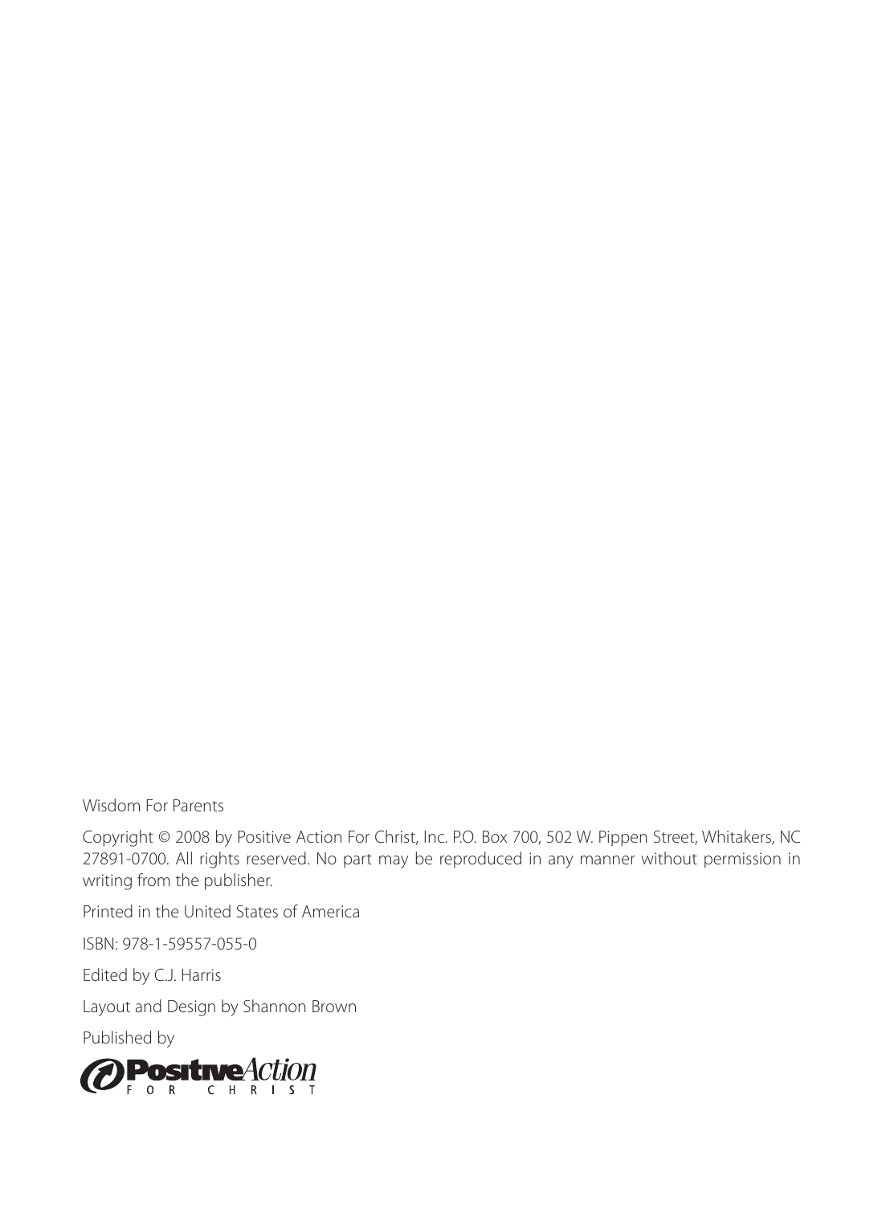Wisdom For Parents

Copyright © 2008 by Positive Action For Christ, Inc. P.O. Box 700, 502 W. Pippen Street, Whitakers, NC 27891-0700. All rights reserved. No part may be reproduced in any manner without permission in writing from the publisher.

Printed in the United States of America

ISBN: 978-1-59557-055-0

Edited by C.J. Harris

Layout and Design by Shannon Brown

Published by

Positive Action FOR CHRIST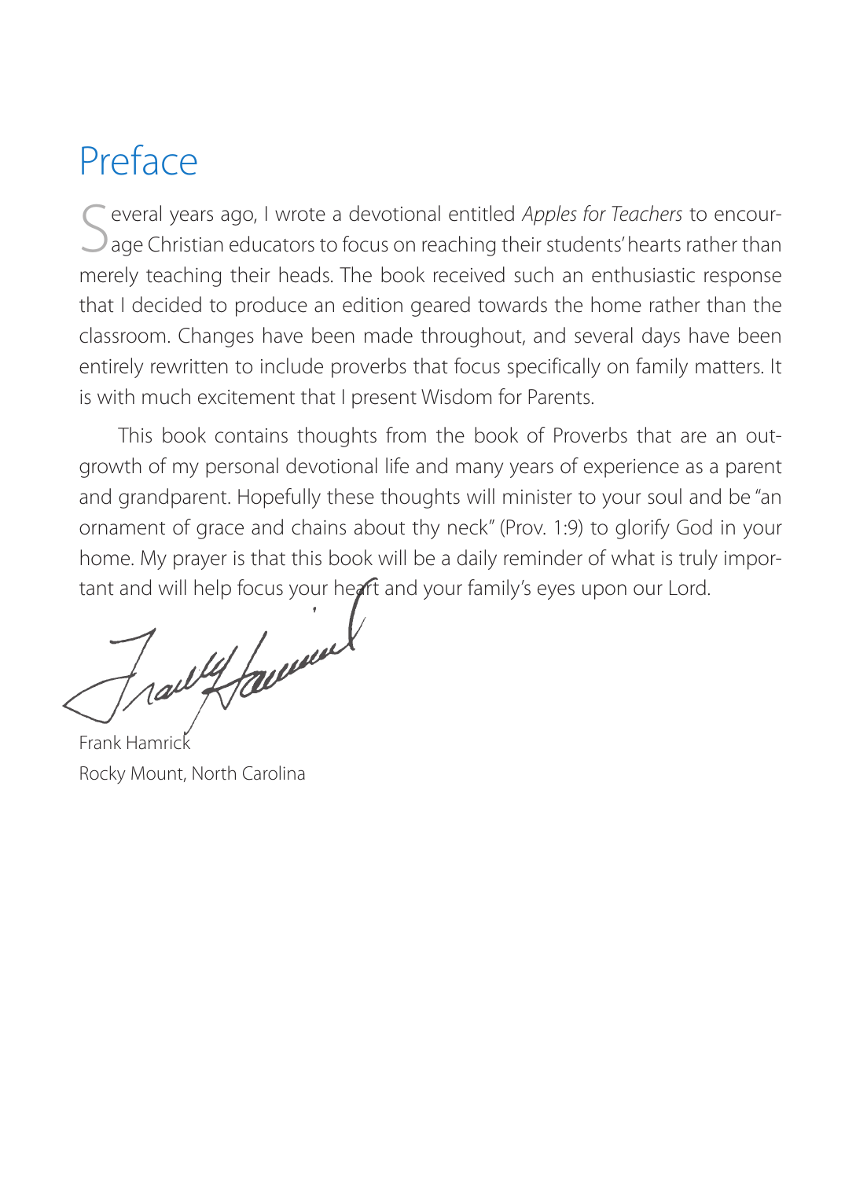# Preface

Several years ago, I wrote a devotional entitled *Apples for Teachers* to encourage Christian educators to focus on reaching their students' hearts rather than merely teaching their heads. The book received such an enthusiastic response that I decided to produce an edition geared towards the home rather than the classroom. Changes have been made throughout, and several days have been entirely rewritten to include proverbs that focus specifically on family matters. It is with much excitement that I present Wisdom for Parents.

This book contains thoughts from the book of Proverbs that are an outgrowth of my personal devotional life and many years of experience as a parent and grandparent. Hopefully these thoughts will minister to your soul and be "an ornament of grace and chains about thy neck" (Prov. 1:9) to glorify God in your home. My prayer is that this book will be a daily reminder of what is truly important and will help focus your heart and your family's eyes upon our Lord.

Frank Hamrick
Rocky Mount, North Carolina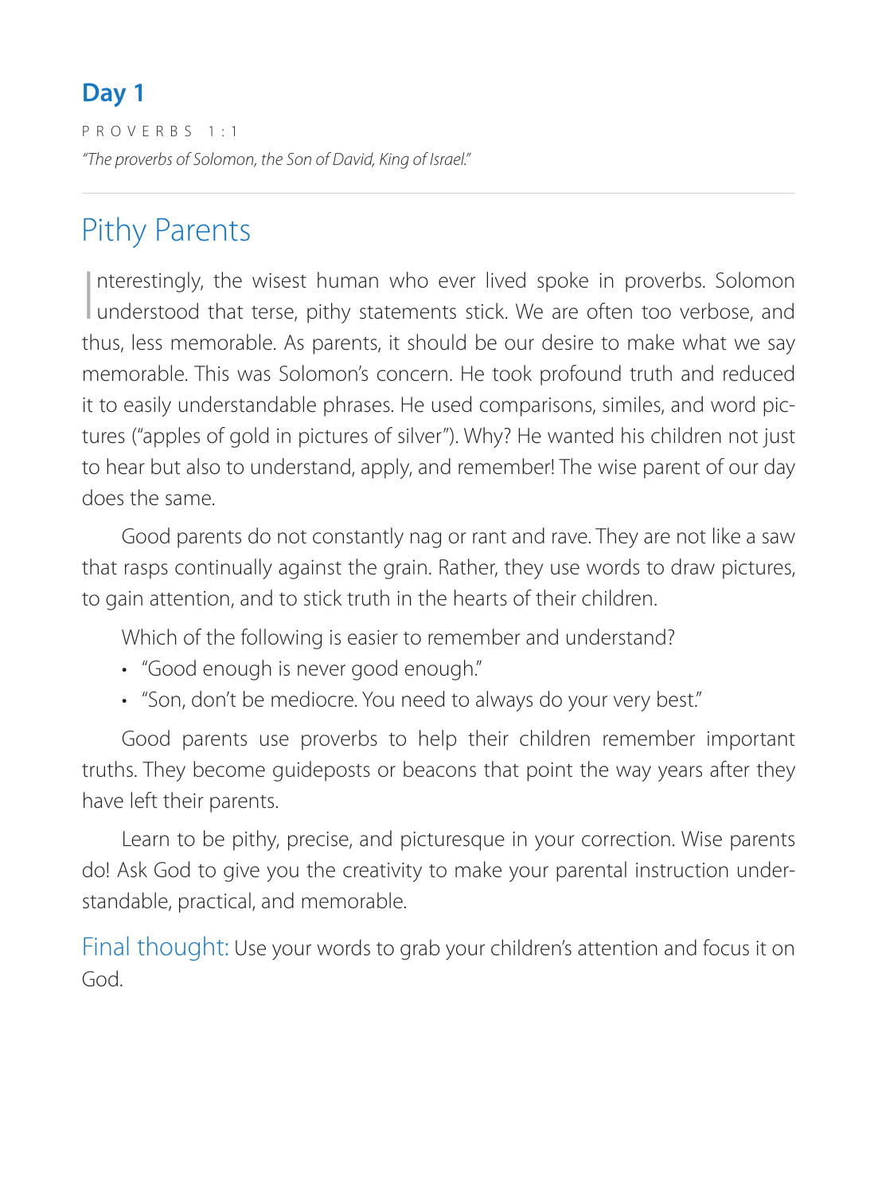## Day 1

PROVERBS 1:1

*"The proverbs of Solomon, the Son of David, King of Israel."*

---

# Pithy Parents

Interestingly, the wisest human who ever lived spoke in proverbs. Solomon understood that terse, pithy statements stick. We are often too verbose, and thus, less memorable. As parents, it should be our desire to make what we say memorable. This was Solomon's concern. He took profound truth and reduced it to easily understandable phrases. He used comparisons, similes, and word pictures ("apples of gold in pictures of silver"). Why? He wanted his children not just to hear but also to understand, apply, and remember! The wise parent of our day does the same.

Good parents do not constantly nag or rant and rave. They are not like a saw that rasps continually against the grain. Rather, they use words to draw pictures, to gain attention, and to stick truth in the hearts of their children.

Which of the following is easier to remember and understand?

- "Good enough is never good enough."
- "Son, don't be mediocre. You need to always do your very best."

Good parents use proverbs to help their children remember important truths. They become guideposts or beacons that point the way years after they have left their parents.

Learn to be pithy, precise, and picturesque in your correction. Wise parents do! Ask God to give you the creativity to make your parental instruction understandable, practical, and memorable.

Final thought: Use your words to grab your children's attention and focus it on God.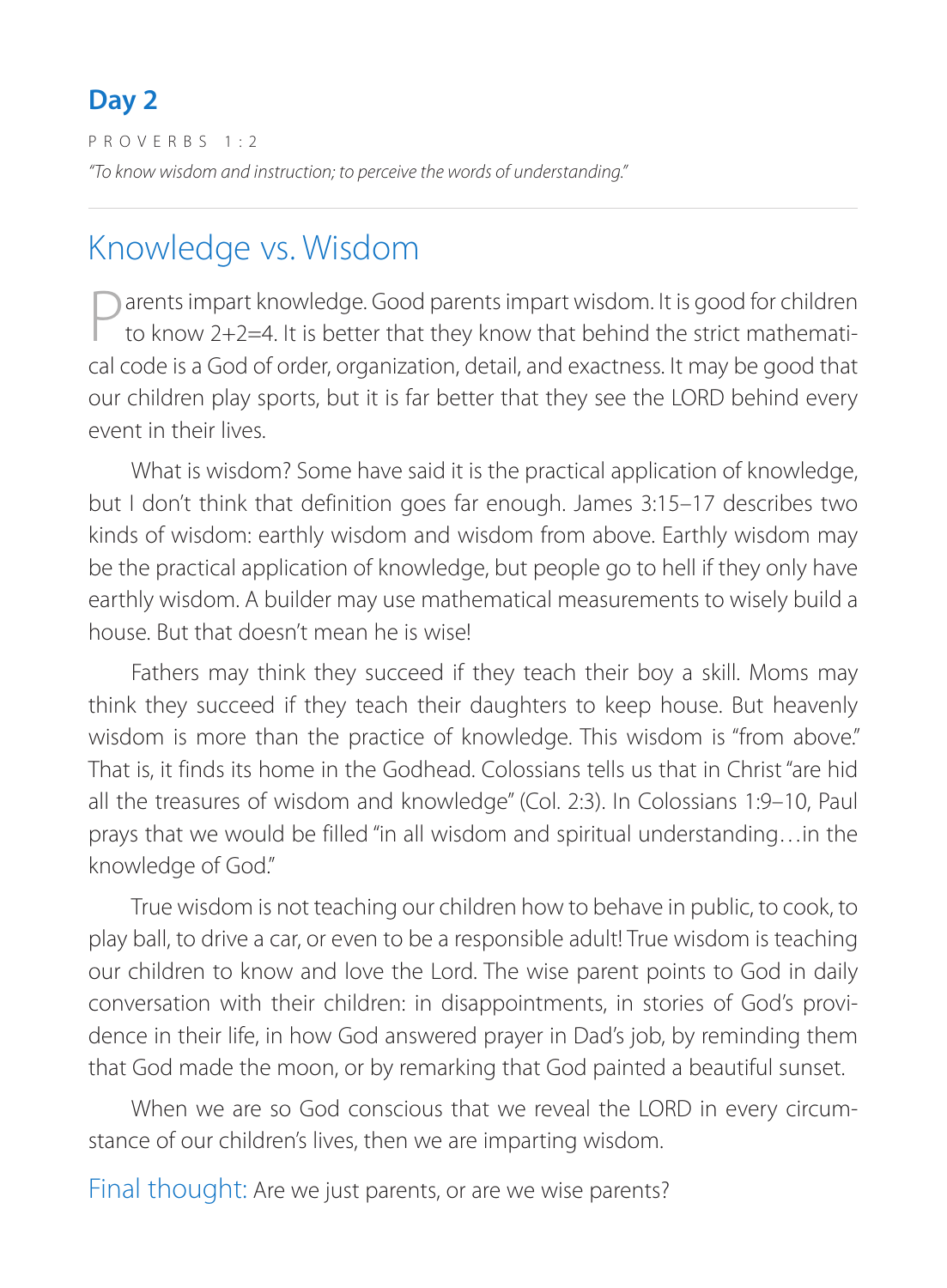## Day 2

PROVERBS 1:2

*"To know wisdom and instruction; to perceive the words of understanding."*

---

# Knowledge vs. Wisdom

Parents impart knowledge. Good parents impart wisdom. It is good for children to know 2+2=4. It is better that they know that behind the strict mathematical code is a God of order, organization, detail, and exactness. It may be good that our children play sports, but it is far better that they see the LORD behind every event in their lives.

What is wisdom? Some have said it is the practical application of knowledge, but I don't think that definition goes far enough. James 3:15–17 describes two kinds of wisdom: earthly wisdom and wisdom from above. Earthly wisdom may be the practical application of knowledge, but people go to hell if they only have earthly wisdom. A builder may use mathematical measurements to wisely build a house. But that doesn't mean he is wise!

Fathers may think they succeed if they teach their boy a skill. Moms may think they succeed if they teach their daughters to keep house. But heavenly wisdom is more than the practice of knowledge. This wisdom is "from above." That is, it finds its home in the Godhead. Colossians tells us that in Christ "are hid all the treasures of wisdom and knowledge" (Col. 2:3). In Colossians 1:9–10, Paul prays that we would be filled "in all wisdom and spiritual understanding…in the knowledge of God."

True wisdom is not teaching our children how to behave in public, to cook, to play ball, to drive a car, or even to be a responsible adult! True wisdom is teaching our children to know and love the Lord. The wise parent points to God in daily conversation with their children: in disappointments, in stories of God's providence in their life, in how God answered prayer in Dad's job, by reminding them that God made the moon, or by remarking that God painted a beautiful sunset.

When we are so God conscious that we reveal the LORD in every circumstance of our children's lives, then we are imparting wisdom.

Final thought: Are we just parents, or are we wise parents?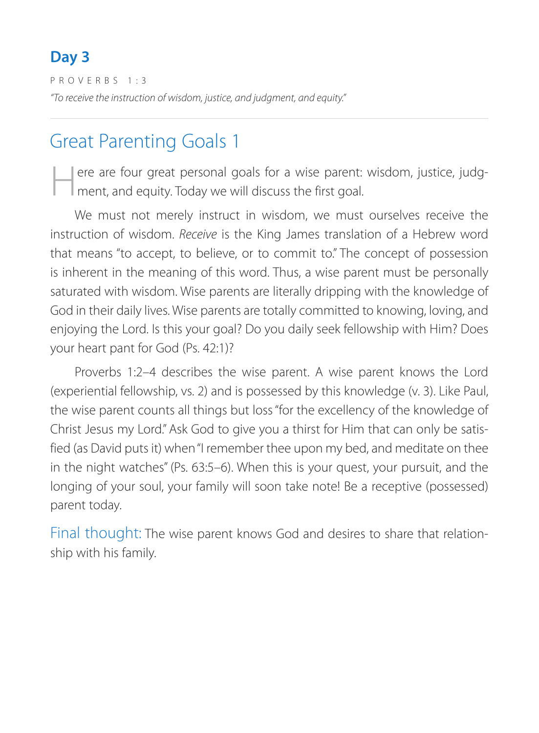## Day 3

PROVERBS 1:3

*"To receive the instruction of wisdom, justice, and judgment, and equity."*

---

# Great Parenting Goals 1

Here are four great personal goals for a wise parent: wisdom, justice, judgment, and equity. Today we will discuss the first goal.

We must not merely instruct in wisdom, we must ourselves receive the instruction of wisdom. *Receive* is the King James translation of a Hebrew word that means "to accept, to believe, or to commit to." The concept of possession is inherent in the meaning of this word. Thus, a wise parent must be personally saturated with wisdom. Wise parents are literally dripping with the knowledge of God in their daily lives. Wise parents are totally committed to knowing, loving, and enjoying the Lord. Is this your goal? Do you daily seek fellowship with Him? Does your heart pant for God (Ps. 42:1)?

Proverbs 1:2–4 describes the wise parent. A wise parent knows the Lord (experiential fellowship, vs. 2) and is possessed by this knowledge (v. 3). Like Paul, the wise parent counts all things but loss "for the excellency of the knowledge of Christ Jesus my Lord." Ask God to give you a thirst for Him that can only be satisfied (as David puts it) when "I remember thee upon my bed, and meditate on thee in the night watches" (Ps. 63:5–6). When this is your quest, your pursuit, and the longing of your soul, your family will soon take note! Be a receptive (possessed) parent today.

Final thought: The wise parent knows God and desires to share that relationship with his family.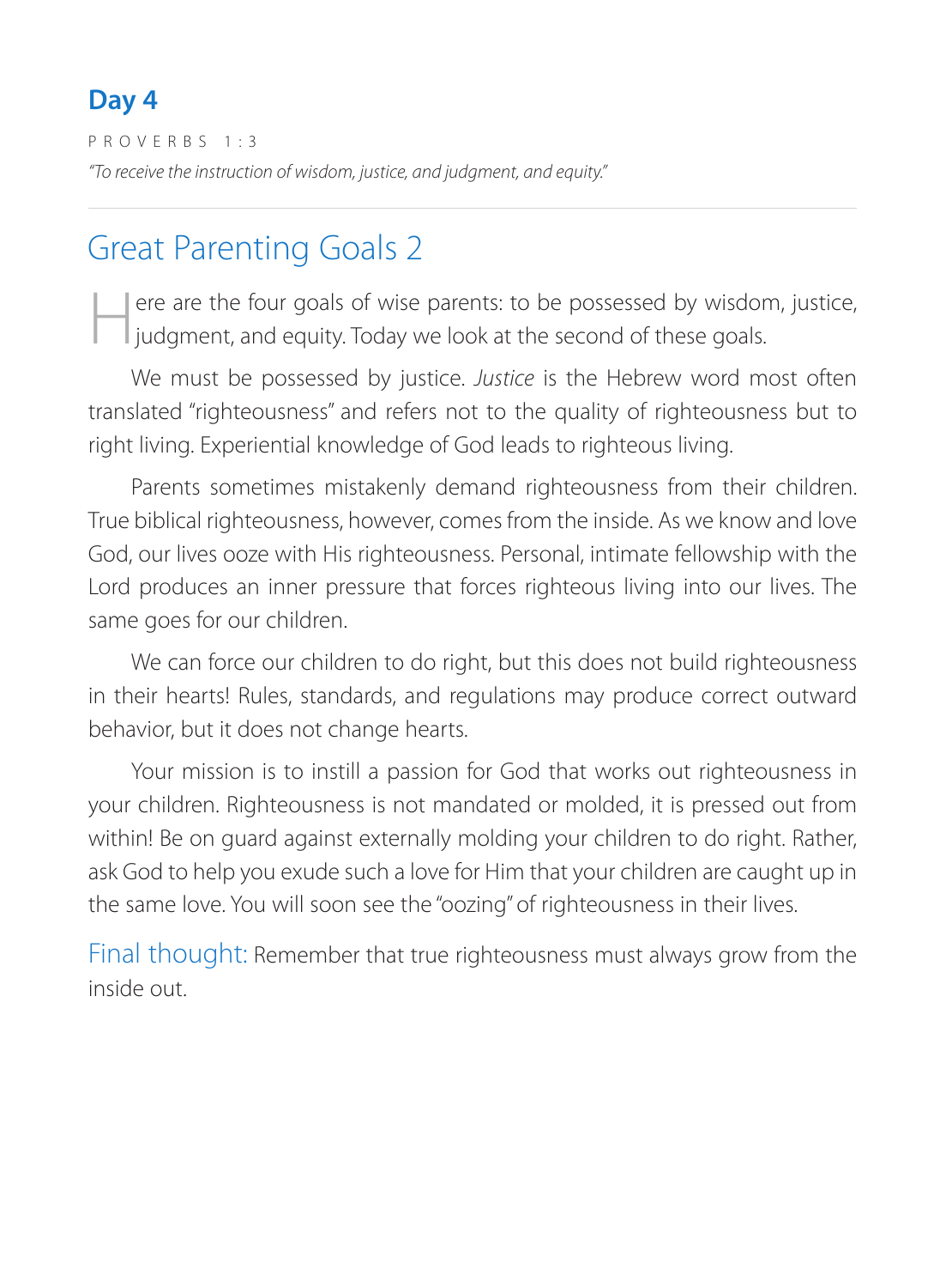## Day 4

PROVERBS 1:3

*"To receive the instruction of wisdom, justice, and judgment, and equity."*

---

# Great Parenting Goals 2

Here are the four goals of wise parents: to be possessed by wisdom, justice, judgment, and equity. Today we look at the second of these goals.

We must be possessed by justice. *Justice* is the Hebrew word most often translated "righteousness" and refers not to the quality of righteousness but to right living. Experiential knowledge of God leads to righteous living.

Parents sometimes mistakenly demand righteousness from their children. True biblical righteousness, however, comes from the inside. As we know and love God, our lives ooze with His righteousness. Personal, intimate fellowship with the Lord produces an inner pressure that forces righteous living into our lives. The same goes for our children.

We can force our children to do right, but this does not build righteousness in their hearts! Rules, standards, and regulations may produce correct outward behavior, but it does not change hearts.

Your mission is to instill a passion for God that works out righteousness in your children. Righteousness is not mandated or molded, it is pressed out from within! Be on guard against externally molding your children to do right. Rather, ask God to help you exude such a love for Him that your children are caught up in the same love. You will soon see the "oozing" of righteousness in their lives.

Final thought: Remember that true righteousness must always grow from the inside out.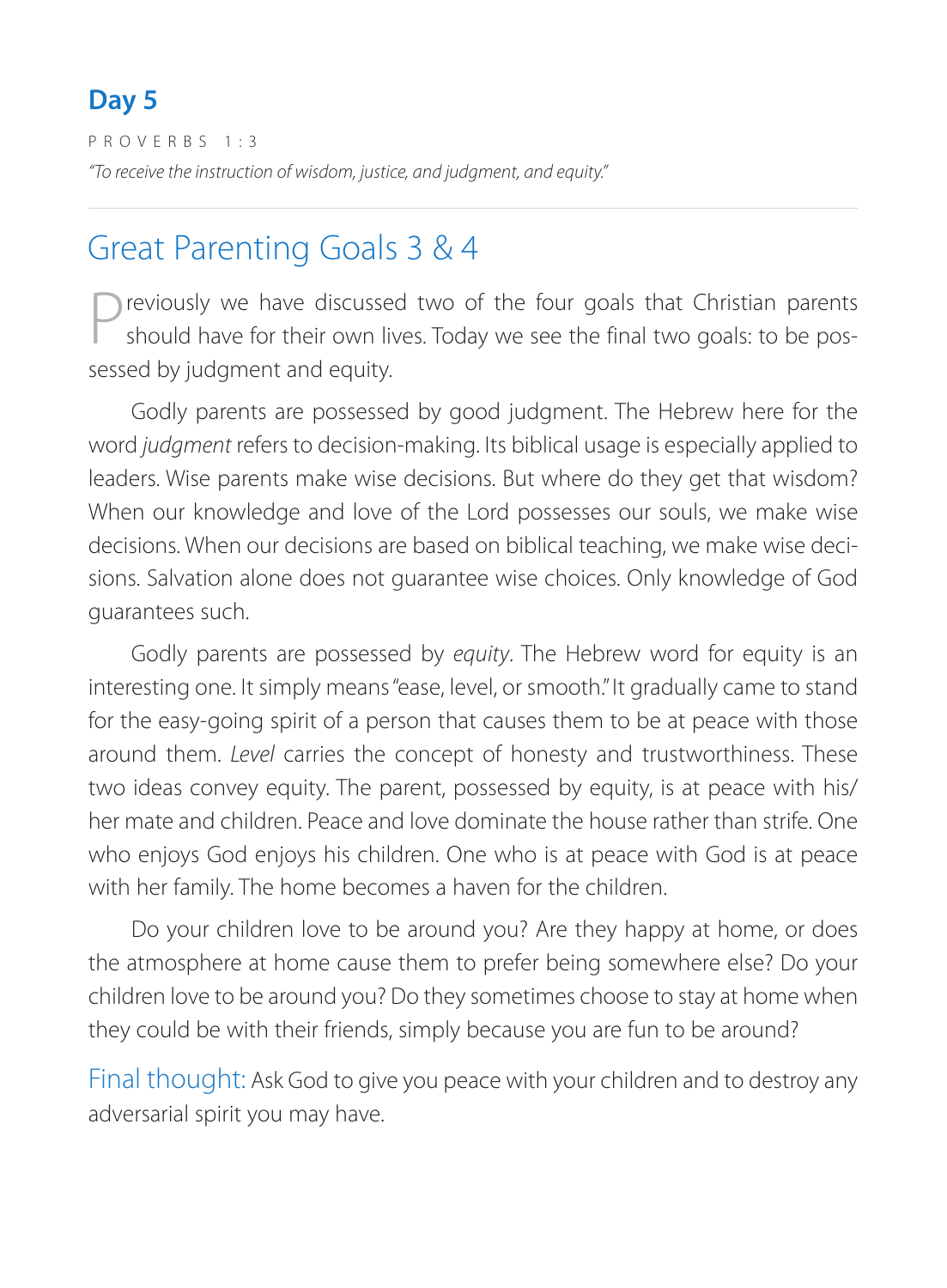## Day 5

PROVERBS 1:3

*"To receive the instruction of wisdom, justice, and judgment, and equity."*

---

# Great Parenting Goals 3 & 4

Previously we have discussed two of the four goals that Christian parents should have for their own lives. Today we see the final two goals: to be possessed by judgment and equity.

Godly parents are possessed by good judgment. The Hebrew here for the word *judgment* refers to decision-making. Its biblical usage is especially applied to leaders. Wise parents make wise decisions. But where do they get that wisdom? When our knowledge and love of the Lord possesses our souls, we make wise decisions. When our decisions are based on biblical teaching, we make wise decisions. Salvation alone does not guarantee wise choices. Only knowledge of God guarantees such.

Godly parents are possessed by *equity*. The Hebrew word for equity is an interesting one. It simply means "ease, level, or smooth." It gradually came to stand for the easy-going spirit of a person that causes them to be at peace with those around them. *Level* carries the concept of honesty and trustworthiness. These two ideas convey equity. The parent, possessed by equity, is at peace with his/her mate and children. Peace and love dominate the house rather than strife. One who enjoys God enjoys his children. One who is at peace with God is at peace with her family. The home becomes a haven for the children.

Do your children love to be around you? Are they happy at home, or does the atmosphere at home cause them to prefer being somewhere else? Do your children love to be around you? Do they sometimes choose to stay at home when they could be with their friends, simply because you are fun to be around?

Final thought: Ask God to give you peace with your children and to destroy any adversarial spirit you may have.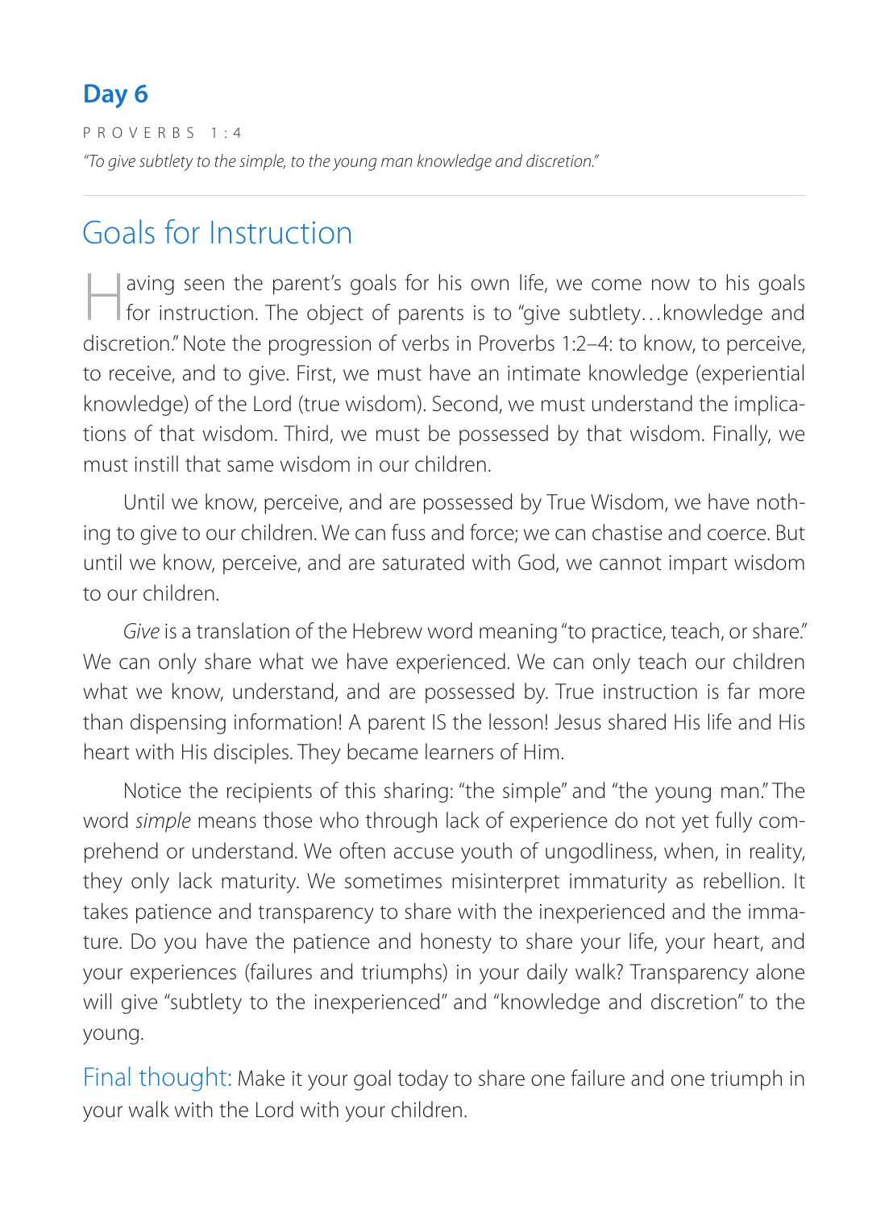## Day 6

PROVERBS 1:4

*"To give subtlety to the simple, to the young man knowledge and discretion."*

---

# Goals for Instruction

Having seen the parent's goals for his own life, we come now to his goals for instruction. The object of parents is to "give subtlety…knowledge and discretion." Note the progression of verbs in Proverbs 1:2–4: to know, to perceive, to receive, and to give. First, we must have an intimate knowledge (experiential knowledge) of the Lord (true wisdom). Second, we must understand the implications of that wisdom. Third, we must be possessed by that wisdom. Finally, we must instill that same wisdom in our children.

Until we know, perceive, and are possessed by True Wisdom, we have nothing to give to our children. We can fuss and force; we can chastise and coerce. But until we know, perceive, and are saturated with God, we cannot impart wisdom to our children.

*Give* is a translation of the Hebrew word meaning "to practice, teach, or share." We can only share what we have experienced. We can only teach our children what we know, understand, and are possessed by. True instruction is far more than dispensing information! A parent IS the lesson! Jesus shared His life and His heart with His disciples. They became learners of Him.

Notice the recipients of this sharing: "the simple" and "the young man." The word *simple* means those who through lack of experience do not yet fully comprehend or understand. We often accuse youth of ungodliness, when, in reality, they only lack maturity. We sometimes misinterpret immaturity as rebellion. It takes patience and transparency to share with the inexperienced and the immature. Do you have the patience and honesty to share your life, your heart, and your experiences (failures and triumphs) in your daily walk? Transparency alone will give "subtlety to the inexperienced" and "knowledge and discretion" to the young.

Final thought: Make it your goal today to share one failure and one triumph in your walk with the Lord with your children.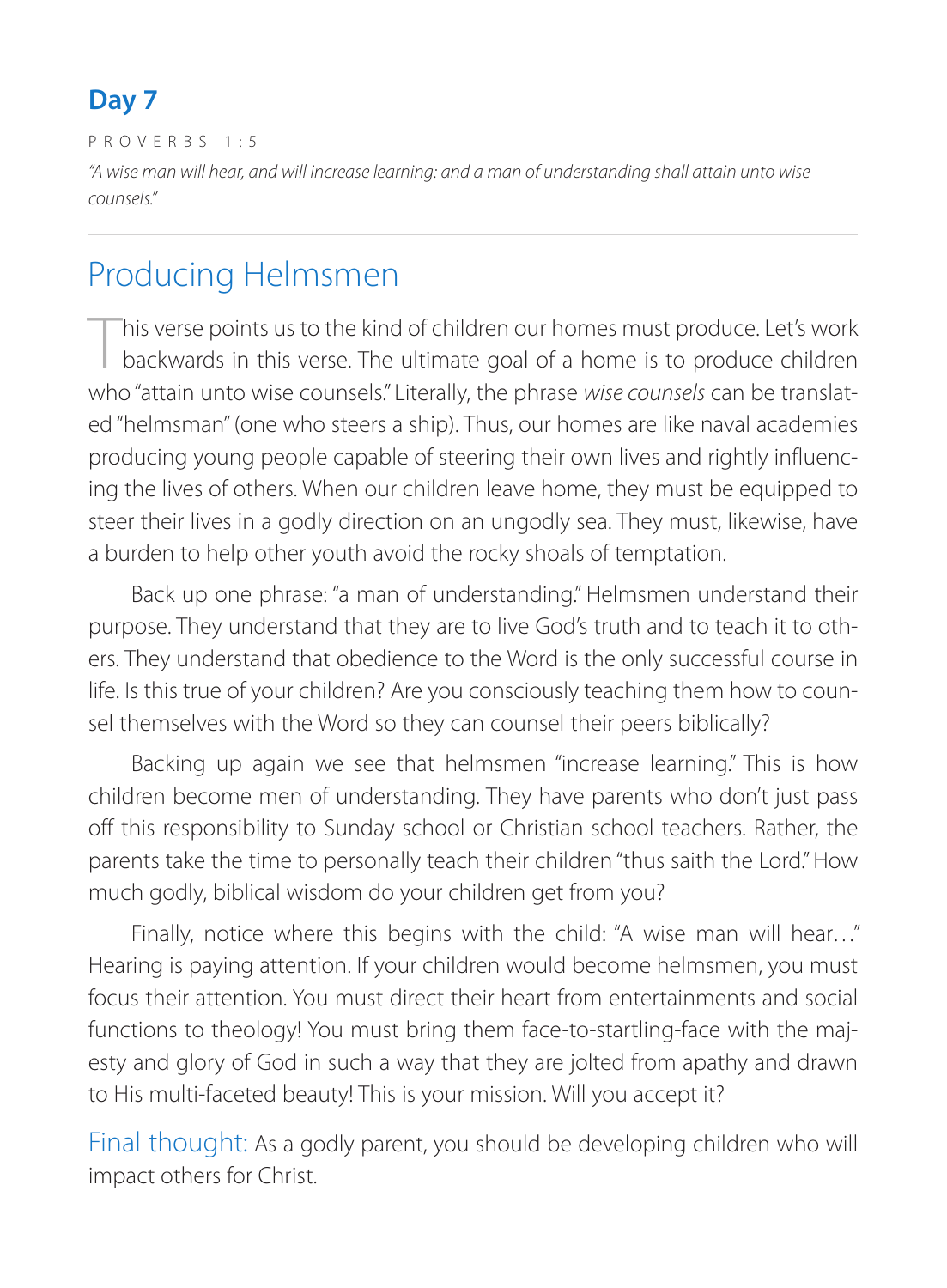## Day 7

PROVERBS 1:5

*"A wise man will hear, and will increase learning: and a man of understanding shall attain unto wise counsels."*

---

# Producing Helmsmen

This verse points us to the kind of children our homes must produce. Let's work backwards in this verse. The ultimate goal of a home is to produce children who "attain unto wise counsels." Literally, the phrase *wise counsels* can be translated "helmsman" (one who steers a ship). Thus, our homes are like naval academies producing young people capable of steering their own lives and rightly influencing the lives of others. When our children leave home, they must be equipped to steer their lives in a godly direction on an ungodly sea. They must, likewise, have a burden to help other youth avoid the rocky shoals of temptation.

Back up one phrase: "a man of understanding." Helmsmen understand their purpose. They understand that they are to live God's truth and to teach it to others. They understand that obedience to the Word is the only successful course in life. Is this true of your children? Are you consciously teaching them how to counsel themselves with the Word so they can counsel their peers biblically?

Backing up again we see that helmsmen "increase learning." This is how children become men of understanding. They have parents who don't just pass off this responsibility to Sunday school or Christian school teachers. Rather, the parents take the time to personally teach their children "thus saith the Lord." How much godly, biblical wisdom do your children get from you?

Finally, notice where this begins with the child: "A wise man will hear…" Hearing is paying attention. If your children would become helmsmen, you must focus their attention. You must direct their heart from entertainments and social functions to theology! You must bring them face-to-startling-face with the majesty and glory of God in such a way that they are jolted from apathy and drawn to His multi-faceted beauty! This is your mission. Will you accept it?

Final thought: As a godly parent, you should be developing children who will impact others for Christ.